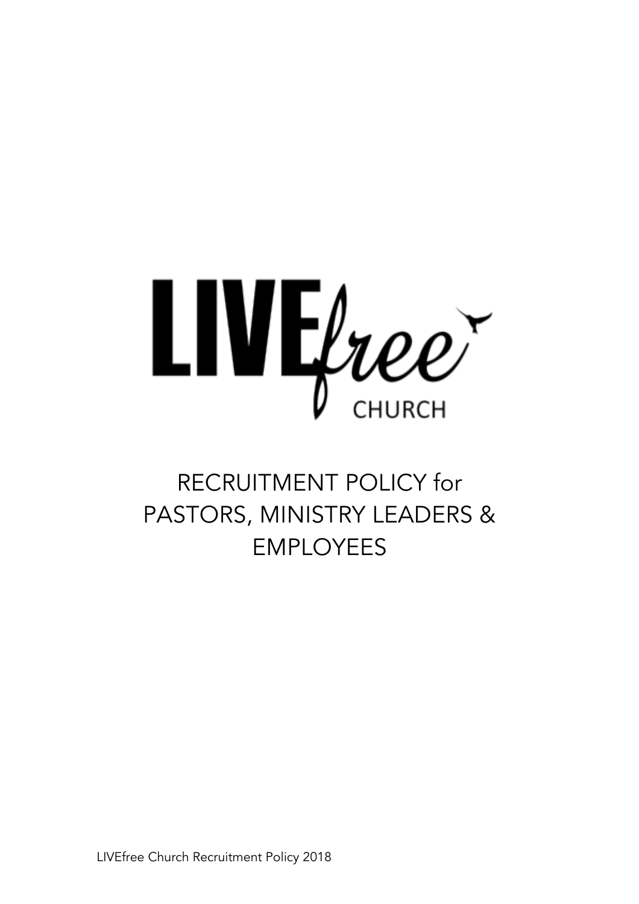LIVEfree CHURCH

# RECRUITMENT POLICY for PASTORS, MINISTRY LEADERS & EMPLOYEES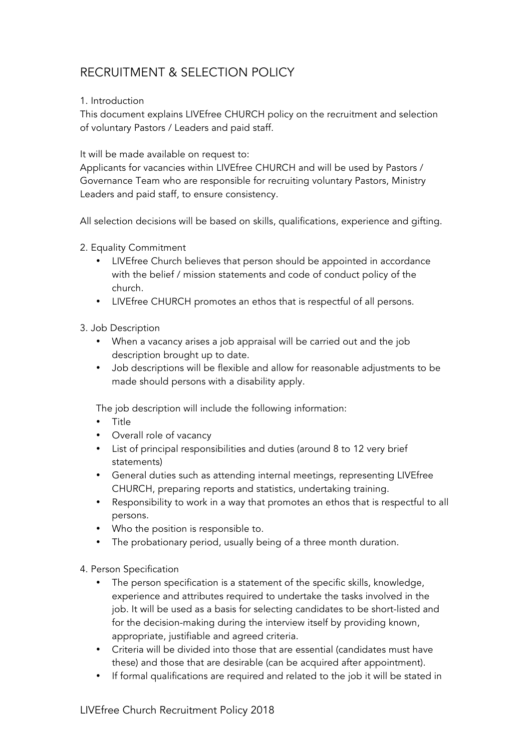# RECRUITMENT & SELECTION POLICY

1. Introduction

This document explains LIVEfree CHURCH policy on the recruitment and selection of voluntary Pastors / Leaders and paid staff.

It will be made available on request to:
Applicants for vacancies within LIVEfree CHURCH and will be used by Pastors / Governance Team who are responsible for recruiting voluntary Pastors, Ministry Leaders and paid staff, to ensure consistency.

All selection decisions will be based on skills, qualifications, experience and gifting.

2. Equality Commitment

- LIVEfree Church believes that person should be appointed in accordance with the belief / mission statements and code of conduct policy of the church.
- LIVEfree CHURCH promotes an ethos that is respectful of all persons.

3. Job Description

- When a vacancy arises a job appraisal will be carried out and the job description brought up to date.
- Job descriptions will be flexible and allow for reasonable adjustments to be made should persons with a disability apply.

The job description will include the following information:

- Title
- Overall role of vacancy
- List of principal responsibilities and duties (around 8 to 12 very brief statements)
- General duties such as attending internal meetings, representing LIVEfree CHURCH, preparing reports and statistics, undertaking training.
- Responsibility to work in a way that promotes an ethos that is respectful to all persons.
- Who the position is responsible to.
- The probationary period, usually being of a three month duration.

4. Person Specification

- The person specification is a statement of the specific skills, knowledge, experience and attributes required to undertake the tasks involved in the job. It will be used as a basis for selecting candidates to be short-listed and for the decision-making during the interview itself by providing known, appropriate, justifiable and agreed criteria.
- Criteria will be divided into those that are essential (candidates must have these) and those that are desirable (can be acquired after appointment).
- If formal qualifications are required and related to the job it will be stated in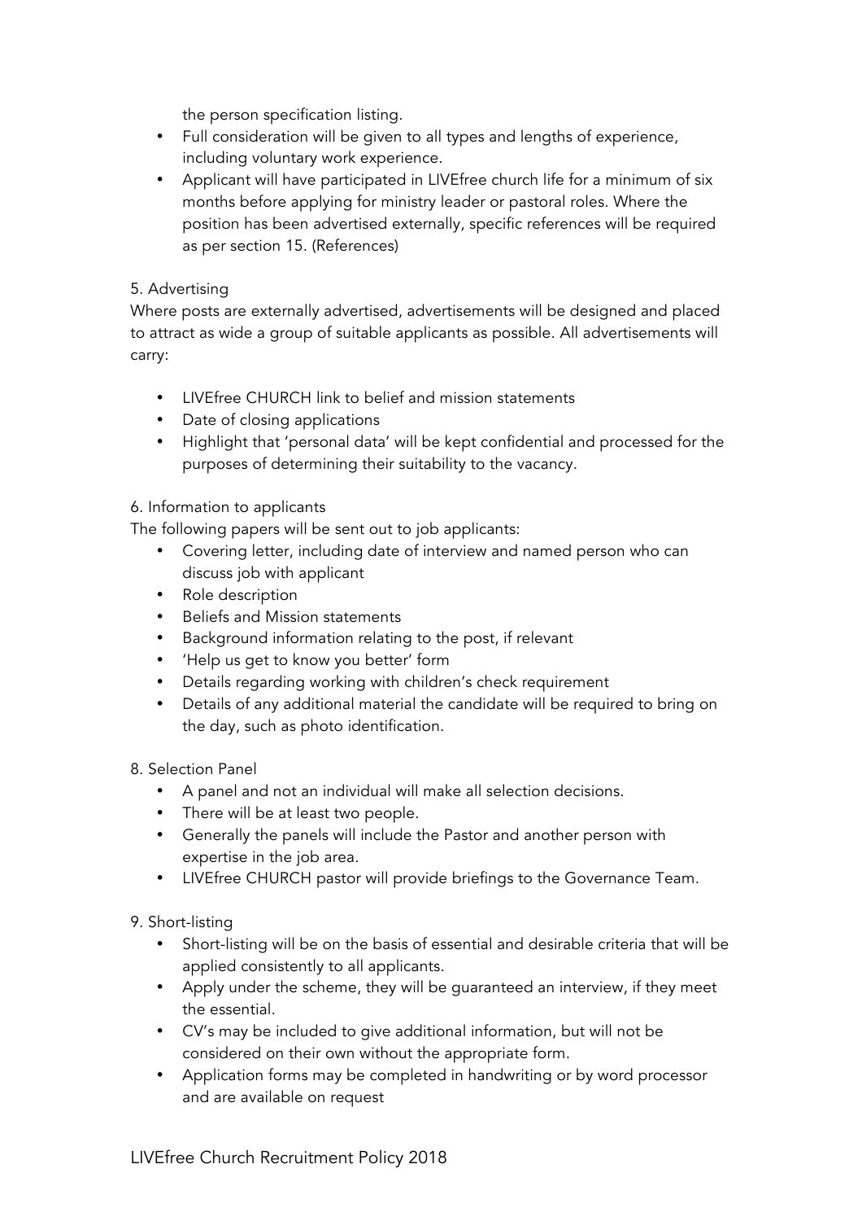the person specification listing.

- Full consideration will be given to all types and lengths of experience, including voluntary work experience.
- Applicant will have participated in LIVEfree church life for a minimum of six months before applying for ministry leader or pastoral roles. Where the position has been advertised externally, specific references will be required as per section 15. (References)

5. Advertising

Where posts are externally advertised, advertisements will be designed and placed to attract as wide a group of suitable applicants as possible. All advertisements will carry:

- LIVEfree CHURCH link to belief and mission statements
- Date of closing applications
- Highlight that 'personal data' will be kept confidential and processed for the purposes of determining their suitability to the vacancy.

6. Information to applicants

The following papers will be sent out to job applicants:

- Covering letter, including date of interview and named person who can discuss job with applicant
- Role description
- Beliefs and Mission statements
- Background information relating to the post, if relevant
- 'Help us get to know you better' form
- Details regarding working with children's check requirement
- Details of any additional material the candidate will be required to bring on the day, such as photo identification.

8. Selection Panel

- A panel and not an individual will make all selection decisions.
- There will be at least two people.
- Generally the panels will include the Pastor and another person with expertise in the job area.
- LIVEfree CHURCH pastor will provide briefings to the Governance Team.

9. Short-listing

- Short-listing will be on the basis of essential and desirable criteria that will be applied consistently to all applicants.
- Apply under the scheme, they will be guaranteed an interview, if they meet the essential.
- CV's may be included to give additional information, but will not be considered on their own without the appropriate form.
- Application forms may be completed in handwriting or by word processor and are available on request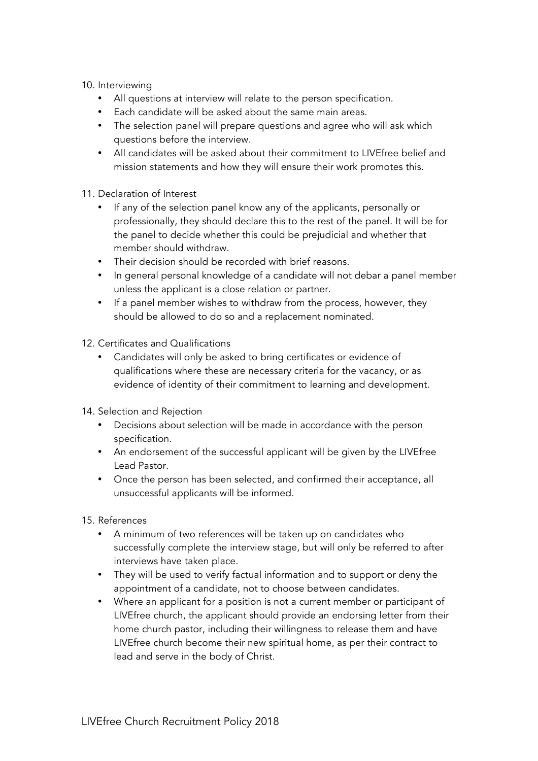10. Interviewing
    - All questions at interview will relate to the person specification.
    - Each candidate will be asked about the same main areas.
    - The selection panel will prepare questions and agree who will ask which questions before the interview.
    - All candidates will be asked about their commitment to LIVEfree belief and mission statements and how they will ensure their work promotes this.

11. Declaration of Interest
    - If any of the selection panel know any of the applicants, personally or professionally, they should declare this to the rest of the panel. It will be for the panel to decide whether this could be prejudicial and whether that member should withdraw.
    - Their decision should be recorded with brief reasons.
    - In general personal knowledge of a candidate will not debar a panel member unless the applicant is a close relation or partner.
    - If a panel member wishes to withdraw from the process, however, they should be allowed to do so and a replacement nominated.

12. Certificates and Qualifications
    - Candidates will only be asked to bring certificates or evidence of qualifications where these are necessary criteria for the vacancy, or as evidence of identity of their commitment to learning and development.

14. Selection and Rejection
    - Decisions about selection will be made in accordance with the person specification.
    - An endorsement of the successful applicant will be given by the LIVEfree Lead Pastor.
    - Once the person has been selected, and confirmed their acceptance, all unsuccessful applicants will be informed.

15. References
    - A minimum of two references will be taken up on candidates who successfully complete the interview stage, but will only be referred to after interviews have taken place.
    - They will be used to verify factual information and to support or deny the appointment of a candidate, not to choose between candidates.
    - Where an applicant for a position is not a current member or participant of LIVEfree church, the applicant should provide an endorsing letter from their home church pastor, including their willingness to release them and have LIVEfree church become their new spiritual home, as per their contract to lead and serve in the body of Christ.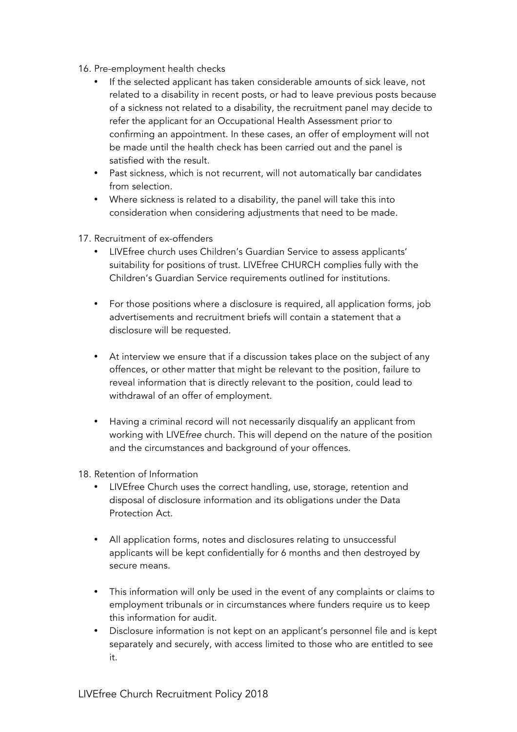16. Pre-employment health checks
    - If the selected applicant has taken considerable amounts of sick leave, not related to a disability in recent posts, or had to leave previous posts because of a sickness not related to a disability, the recruitment panel may decide to refer the applicant for an Occupational Health Assessment prior to confirming an appointment. In these cases, an offer of employment will not be made until the health check has been carried out and the panel is satisfied with the result.
    - Past sickness, which is not recurrent, will not automatically bar candidates from selection.
    - Where sickness is related to a disability, the panel will take this into consideration when considering adjustments that need to be made.

17. Recruitment of ex-offenders
    - LIVEfree church uses Children's Guardian Service to assess applicants' suitability for positions of trust. LIVEfree CHURCH complies fully with the Children's Guardian Service requirements outlined for institutions.

    - For those positions where a disclosure is required, all application forms, job advertisements and recruitment briefs will contain a statement that a disclosure will be requested.

    - At interview we ensure that if a discussion takes place on the subject of any offences, or other matter that might be relevant to the position, failure to reveal information that is directly relevant to the position, could lead to withdrawal of an offer of employment.

    - Having a criminal record will not necessarily disqualify an applicant from working with LIVE*free* church. This will depend on the nature of the position and the circumstances and background of your offences.

18. Retention of Information
    - LIVEfree Church uses the correct handling, use, storage, retention and disposal of disclosure information and its obligations under the Data Protection Act.

    - All application forms, notes and disclosures relating to unsuccessful applicants will be kept confidentially for 6 months and then destroyed by secure means.

    - This information will only be used in the event of any complaints or claims to employment tribunals or in circumstances where funders require us to keep this information for audit.
    - Disclosure information is not kept on an applicant's personnel file and is kept separately and securely, with access limited to those who are entitled to see it.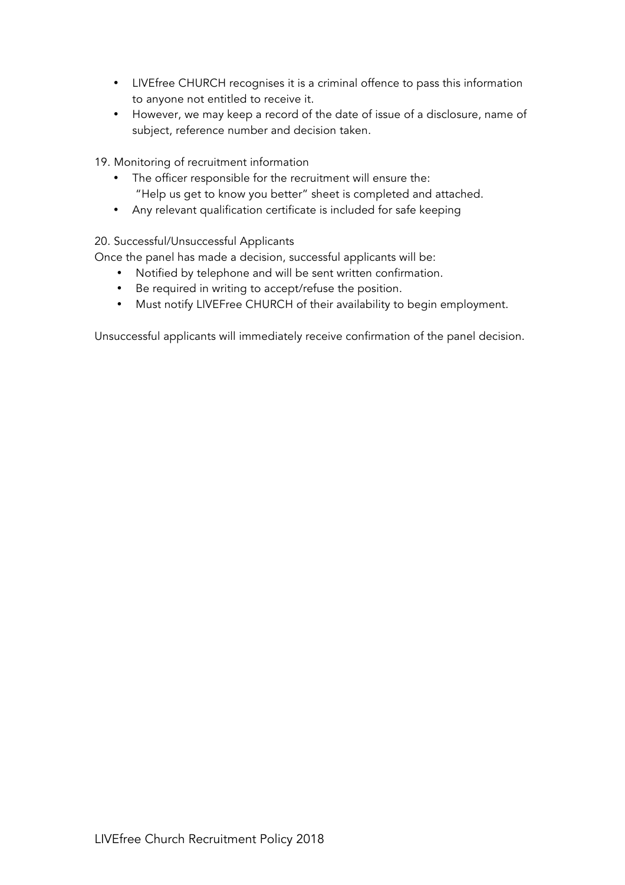- LIVEfree CHURCH recognises it is a criminal offence to pass this information to anyone not entitled to receive it.
- However, we may keep a record of the date of issue of a disclosure, name of subject, reference number and decision taken.

19. Monitoring of recruitment information

- The officer responsible for the recruitment will ensure the: "Help us get to know you better" sheet is completed and attached.
- Any relevant qualification certificate is included for safe keeping

20. Successful/Unsuccessful Applicants

Once the panel has made a decision, successful applicants will be:

- Notified by telephone and will be sent written confirmation.
- Be required in writing to accept/refuse the position.
- Must notify LIVEFree CHURCH of their availability to begin employment.

Unsuccessful applicants will immediately receive confirmation of the panel decision.